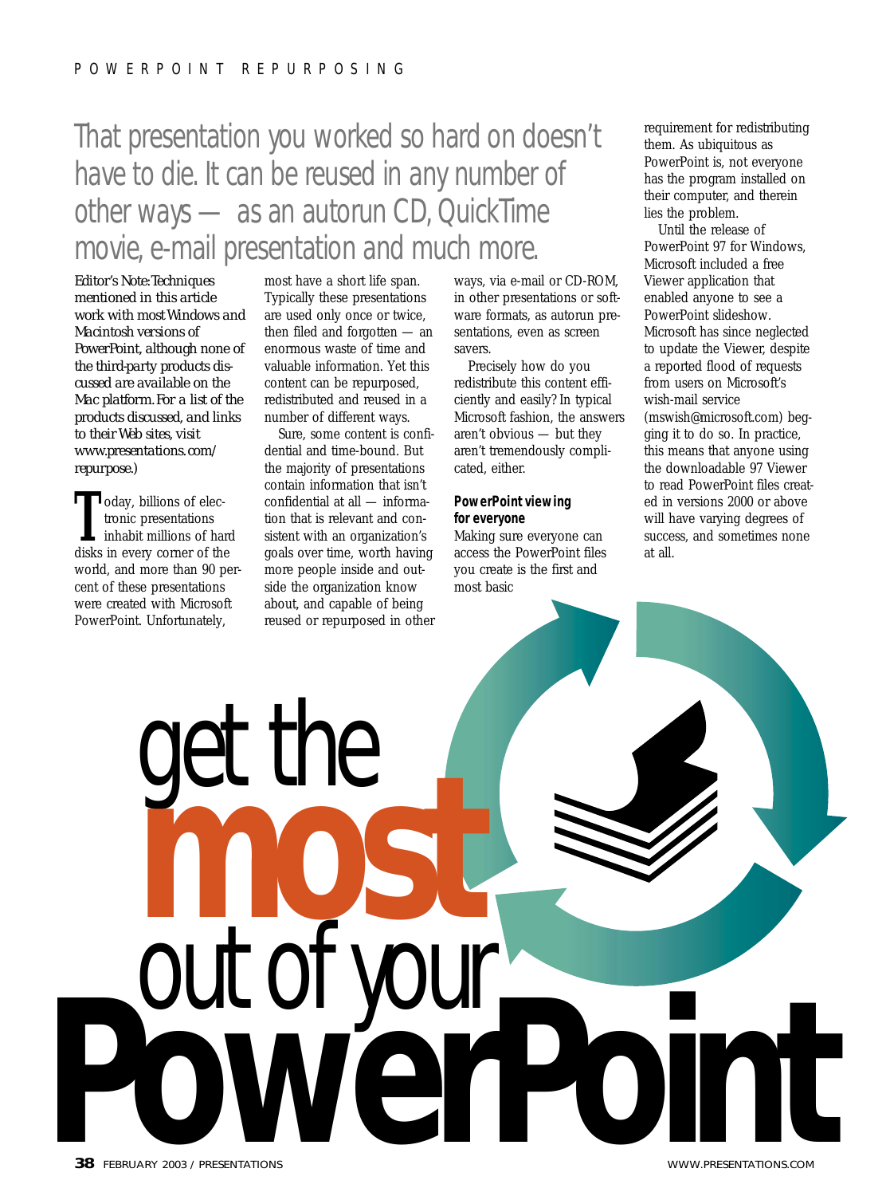# get the most out of your PowerPoint

That presentation you worked so hard on doesn't have to die. It can be reused in any number of other ways — as an autorun CD, QuickTime movie, e-mail presentation and much more.

*Editor's Note: Techniques mentioned in this article work with most Windows and Macintosh versions of PowerPoint, although none of the third-party products discussed are available on the Mac platform. For a list of the products discussed, and links to their Web sites, visit www.presentations.com/repurpose.)*

Today, billions of electronic presentations inhabit millions of hard disks in every corner of the world, and more than 90 percent of these presentations were created with Microsoft PowerPoint. Unfortunately, most have a short life span. Typically these presentations are used only once or twice, then filed and forgotten — an enormous waste of time and valuable information. Yet this content can be repurposed, redistributed and reused in a number of different ways.

Sure, some content is confidential and time-bound. But the majority of presentations contain information that isn't confidential at all — information that is relevant and consistent with an organization's goals over time, worth having more people inside and outside the organization know about, and capable of being reused or repurposed in other ways, via e-mail or CD-ROM, in other presentations or software formats, as autorun presentations, even as screen savers.

Precisely how do you redistribute this content efficiently and easily? In typical Microsoft fashion, the answers aren't obvious — but they aren't tremendously complicated, either.

### PowerPoint viewing for everyone

Making sure everyone can access the PowerPoint files you create is the first and most basic requirement for redistributing them. As ubiquitous as PowerPoint is, not everyone has the program installed on their computer, and therein lies the problem.

Until the release of PowerPoint 97 for Windows, Microsoft included a free Viewer application that enabled anyone to see a PowerPoint slideshow. Microsoft has since neglected to update the Viewer, despite a reported flood of requests from users on Microsoft's wish-mail service (mswish@microsoft.com) begging it to do so. In practice, this means that anyone using the downloadable 97 Viewer to read PowerPoint files created in versions 2000 or above will have varying degrees of success, and sometimes none at all.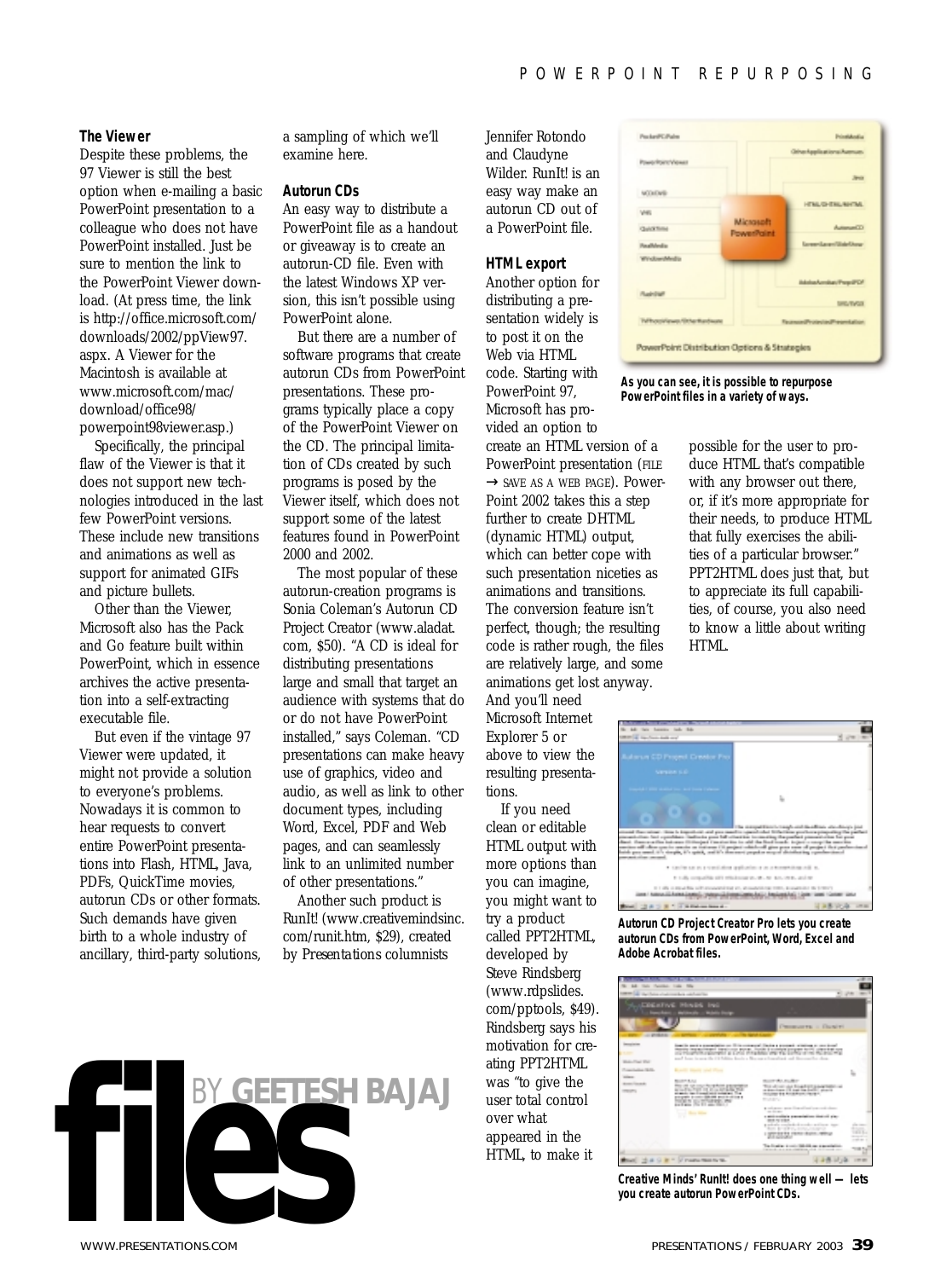### The Viewer

Despite these problems, the 97 Viewer is still the best option when e-mailing a basic PowerPoint presentation to a colleague who does not have PowerPoint installed. Just be sure to mention the link to the PowerPoint Viewer download. (At press time, the link is http://office.microsoft.com/downloads/2002/ppView97.aspx. A Viewer for the Macintosh is available at www.microsoft.com/mac/download/office98/powerpoint98viewer.asp.)

Specifically, the principal flaw of the Viewer is that it does not support new technologies introduced in the last few PowerPoint versions. These include new transitions and animations as well as support for animated GIFs and picture bullets.

Other than the Viewer, Microsoft also has the Pack and Go feature built within PowerPoint, which in essence archives the active presentation into a self-extracting executable file.

But even if the vintage 97 Viewer were updated, it might not provide a solution to everyone's problems. Nowadays it is common to hear requests to convert entire PowerPoint presentations into Flash, HTML, Java, PDFs, QuickTime movies, autorun CDs or other formats. Such demands have given birth to a whole industry of ancillary, third-party solutions, a sampling of which we'll examine here.

### Autorun CDs

An easy way to distribute a PowerPoint file as a handout or giveaway is to create an autorun-CD file. Even with the latest Windows XP version, this isn't possible using PowerPoint alone.

But there are a number of software programs that create autorun CDs from PowerPoint presentations. These programs typically place a copy of the PowerPoint Viewer on the CD. The principal limitation of CDs created by such programs is posed by the Viewer itself, which does not support some of the latest features found in PowerPoint 2000 and 2002.

The most popular of these autorun-creation programs is Sonia Coleman's Autorun CD Project Creator (www.aladat.com, $50). "A CD is ideal for distributing presentations large and small that target an audience with systems that do or do not have PowerPoint installed," says Coleman. "CD presentations can make heavy use of graphics, video and audio, as well as link to other document types, including Word, Excel, PDF and Web pages, and can seamlessly link to an unlimited number of other presentations."

Another such product is RunIt! (www.creativemindsinc.com/runit.htm, $29), created by *Presentations* columnists Jennifer Rotondo and Claudyne Wilder. RunIt! is an easy way make an autorun CD out of a PowerPoint file.

### HTML export

Another option for distributing a presentation widely is to post it on the Web via HTML code. Starting with PowerPoint 97, Microsoft has provided an option to create an HTML version of a PowerPoint presentation (FILE → SAVE AS A WEB PAGE). PowerPoint 2002 takes this a step further to create DHTML (dynamic HTML) output, which can better cope with such presentation niceties as animations and transitions. The conversion feature isn't perfect, though; the resulting code is rather rough, the files are relatively large, and some animations get lost anyway. And you'll need Microsoft Internet Explorer 5 or above to view the resulting presentations.

If you need clean or editable HTML output with more options than you can imagine, you might want to try a product called PPT2HTML, developed by Steve Rindsberg (www.rdpslides.com/pptools, $49). Rindsberg says his motivation for creating PPT2HTML was "to give the user total control over what appeared in the HTML, to make it possible for the user to produce HTML that's compatible with any browser out there, or, if it's more appropriate for their needs, to produce HTML that fully exercises the abilities of a particular browser." PPT2HTML does just that, but to appreciate its full capabilities, of course, you also need to know a little about writing HTML.

As you can see, it is possible to repurpose PowerPoint files in a variety of ways.

Autorun CD Project Creator Pro lets you create autorun CDs from PowerPoint, Word, Excel and Adobe Acrobat files.

Creative Minds' RunIt! does one thing well — lets you create autorun PowerPoint CDs.

files BY GEETESH BAJAJ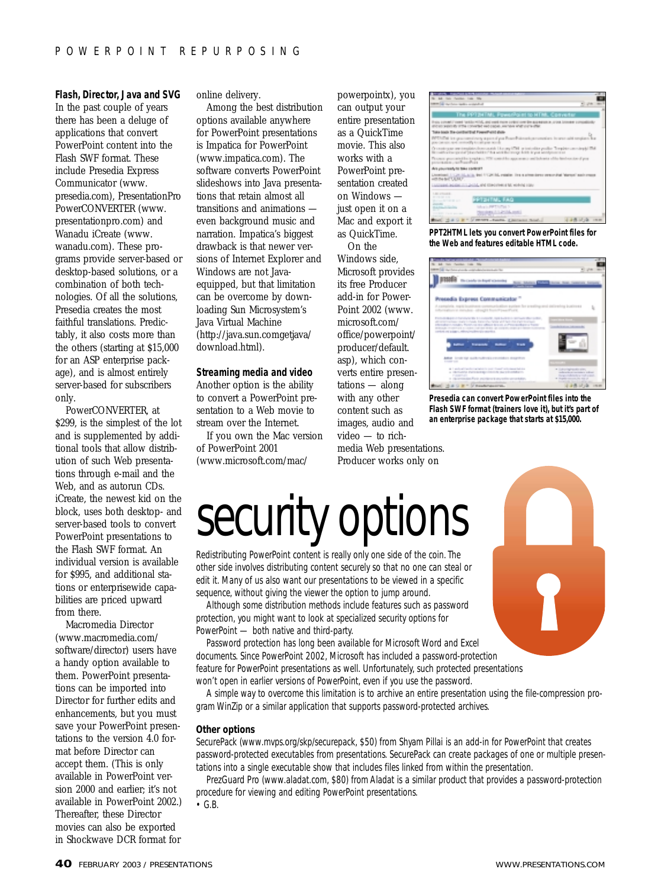### Flash, Director, Java and SVG

In the past couple of years there has been a deluge of applications that convert PowerPoint content into the Flash SWF format. These include Presedia Express Communicator (www.presedia.com), PresentationPro PowerCONVERTER (www.presentationpro.com) and Wanadu iCreate (www.wanadu.com). These programs provide server-based or desktop-based solutions, or a combination of both technologies. Of all the solutions, Presedia creates the most faithful translations. Predictably, it also costs more than the others (starting at $15,000 for an ASP enterprise package), and is almost entirely server-based for subscribers only.

PowerCONVERTER, at $299, is the simplest of the lot and is supplemented by additional tools that allow distribution of such Web presentations through e-mail and the Web, and as autorun CDs. iCreate, the newest kid on the block, uses both desktop- and server-based tools to convert PowerPoint presentations to the Flash SWF format. An individual version is available for $995, and additional stations or enterprisewide capabilities are priced upward from there.

Macromedia Director (www.macromedia.com/software/director) users have a handy option available to them. PowerPoint presentations can be imported into Director for further edits and enhancements, but you must save your PowerPoint presentations to the version 4.0 format before Director can accept them. (This is only available in PowerPoint version 2000 and earlier; it's not available in PowerPoint 2002.) Thereafter, these Director movies can also be exported in Shockwave DCR format for online delivery.

Among the best distribution options available anywhere for PowerPoint presentations is Impatica for PowerPoint (www.impatica.com). The software converts PowerPoint slideshows into Java presentations that retain almost all transitions and animations — even background music and narration. Impatica's biggest drawback is that newer versions of Internet Explorer and Windows are not Java-equipped, but that limitation can be overcome by downloading Sun Microsystem's Java Virtual Machine (http://java.sun.comgetjava/download.html).

### Streaming media and video

Another option is the ability to convert a PowerPoint presentation to a Web movie to stream over the Internet.

If you own the Mac version of PowerPoint 2001 (www.microsoft.com/mac/powerpointx), you can output your entire presentation as a QuickTime movie. This also works with a PowerPoint presentation created on Windows — just open it on a Mac and export it as QuickTime.

On the Windows side, Microsoft provides its free Producer add-in for PowerPoint 2002 (www.microsoft.com/office/powerpoint/producer/default.asp), which converts entire presentations — along with any other content such as images, audio and video — to rich-media Web presentations. Producer works only on

**PPT2HTML lets you convert PowerPoint files for the Web and features editable HTML code.**

**Presedia can convert PowerPoint files into the Flash SWF format (trainers love it), but it's part of an enterprise package that starts at $15,000.**

# security options

Redistributing PowerPoint content is really only one side of the coin. The other side involves distributing content securely so that no one can steal or edit it. Many of us also want our presentations to be viewed in a specific sequence, without giving the viewer the option to jump around.

Although some distribution methods include features such as password protection, you might want to look at specialized security options for PowerPoint — both native and third-party.

Password protection has long been available for Microsoft Word and Excel documents. Since PowerPoint 2002, Microsoft has included a password-protection feature for PowerPoint presentations as well. Unfortunately, such protected presentations won't open in earlier versions of PowerPoint, even if you use the password.

A simple way to overcome this limitation is to archive an entire presentation using the file-compression program WinZip or a similar application that supports password-protected archives.

### Other options

SecurePack (www.mvps.org/skp/securepack, $50) from Shyam Pillai is an add-in for PowerPoint that creates password-protected executables from presentations. SecurePack can create packages of one or multiple presentations into a single executable show that includes files linked from within the presentation.

PrezGuard Pro (www.aladat.com, $80) from Aladat is a similar product that provides a password-protection procedure for viewing and editing PowerPoint presentations.

• G.B.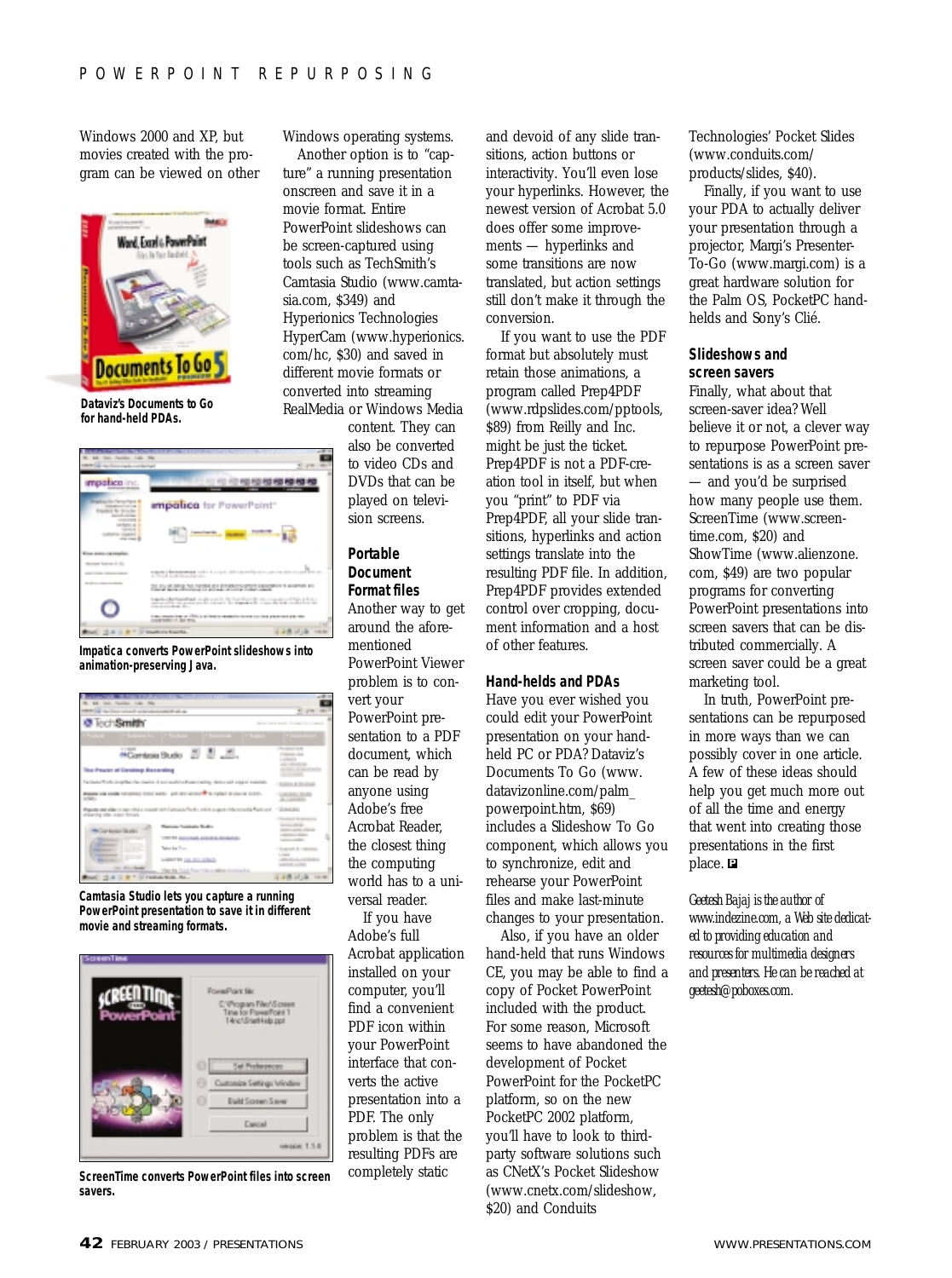Windows 2000 and XP, but movies created with the program can be viewed on other Windows operating systems.

Another option is to "capture" a running presentation onscreen and save it in a movie format. Entire PowerPoint slideshows can be screen-captured using tools such as TechSmith's Camtasia Studio (www.camtasia.com, $349) and Hyperionics Technologies HyperCam (www.hyperionics.com/hc, $30) and saved in different movie formats or converted into streaming RealMedia or Windows Media content. They can also be converted to video CDs and DVDs that can be played on television screens.

**Dataviz's Documents to Go for hand-held PDAs.**

**Impatica converts PowerPoint slideshows into animation-preserving Java.**

**Camtasia Studio lets you capture a running PowerPoint presentation to save it in different movie and streaming formats.**

**ScreenTime converts PowerPoint files into screen savers.**

### Portable Document Format files

Another way to get around the aforementioned PowerPoint Viewer problem is to convert your PowerPoint presentation to a PDF document, which can be read by anyone using Adobe's free Acrobat Reader, the closest thing the computing world has to a universal reader.

If you have Adobe's full Acrobat application installed on your computer, you'll find a convenient PDF icon within your PowerPoint interface that converts the active presentation into a PDF. The only problem is that the resulting PDFs are completely static and devoid of any slide transitions, action buttons or interactivity. You'll even lose your hyperlinks. However, the newest version of Acrobat 5.0 does offer some improvements — hyperlinks and some transitions are now translated, but action settings still don't make it through the conversion.

If you want to use the PDF format but absolutely must retain those animations, a program called Prep4PDF (www.rdpslides.com/pptools, $89) from Reilly and Inc. might be just the ticket. Prep4PDF is not a PDF-creation tool in itself, but when you "print" to PDF via Prep4PDF, all your slide transitions, hyperlinks and action settings translate into the resulting PDF file. In addition, Prep4PDF provides extended control over cropping, document information and a host of other features.

### Hand-helds and PDAs

Have you ever wished you could edit your PowerPoint presentation on your hand-held PC or PDA? Dataviz's Documents To Go (www.datavizonline.com/palm_powerpoint.htm, $69) includes a Slideshow To Go component, which allows you to synchronize, edit and rehearse your PowerPoint files and make last-minute changes to your presentation.

Also, if you have an older hand-held that runs Windows CE, you may be able to find a copy of Pocket PowerPoint included with the product. For some reason, Microsoft seems to have abandoned the development of Pocket PowerPoint for the PocketPC platform, so on the new PocketPC 2002 platform, you'll have to look to third-party software solutions such as CNetX's Pocket Slideshow (www.cnetx.com/slideshow, $20) and Conduits Technologies' Pocket Slides (www.conduits.com/products/slides, $40).

Finally, if you want to use your PDA to actually deliver your presentation through a projector, Margi's Presenter-To-Go (www.margi.com) is a great hardware solution for the Palm OS, PocketPC handhelds and Sony's Clié.

### Slideshows and screen savers

Finally, what about that screen-saver idea? Well believe it or not, a clever way to repurpose PowerPoint presentations is as a screen saver — and you'd be surprised how many people use them. ScreenTime (www.screentime.com, $20) and ShowTime (www.alienzone.com, $49) are two popular programs for converting PowerPoint presentations into screen savers that can be distributed commercially. A screen saver could be a great marketing tool.

In truth, PowerPoint presentations can be repurposed in more ways than we can possibly cover in one article. A few of these ideas should help you get much more out of all the time and energy that went into creating those presentations in the first place. ■

*Geetesh Bajaj is the author of www.indezine.com, a Web site dedicated to providing education and resources for multimedia designers and presenters. He can be reached at geetesh@poboxes.com.*